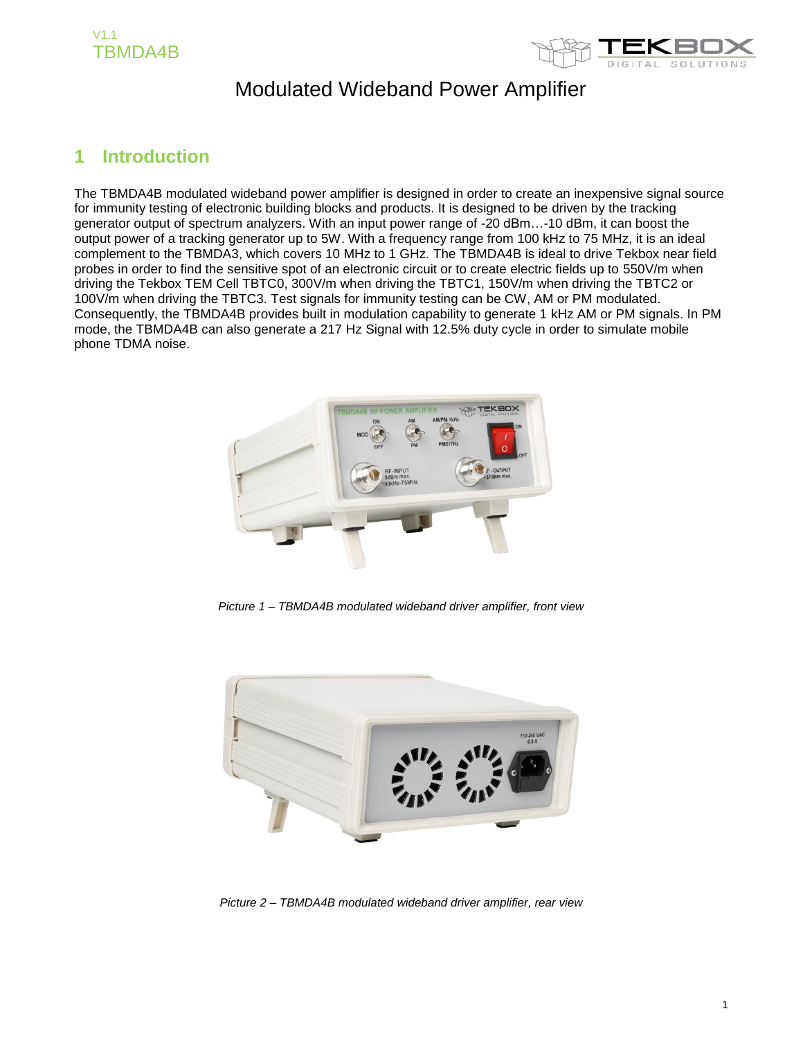# Modulated Wideband Power Amplifier

## 1 Introduction

The TBMDA4B modulated wideband power amplifier is designed in order to create an inexpensive signal source for immunity testing of electronic building blocks and products. It is designed to be driven by the tracking generator output of spectrum analyzers. With an input power range of -20 dBm…-10 dBm, it can boost the output power of a tracking generator up to 5W. With a frequency range from 100 kHz to 75 MHz, it is an ideal complement to the TBMDA3, which covers 10 MHz to 1 GHz. The TBMDA4B is ideal to drive Tekbox near field probes in order to find the sensitive spot of an electronic circuit or to create electric fields up to 550V/m when driving the Tekbox TEM Cell TBTC0, 300V/m when driving the TBTC1, 150V/m when driving the TBTC2 or 100V/m when driving the TBTC3. Test signals for immunity testing can be CW, AM or PM modulated. Consequently, the TBMDA4B provides built in modulation capability to generate 1 kHz AM or PM signals. In PM mode, the TBMDA4B can also generate a 217 Hz Signal with 12.5% duty cycle in order to simulate mobile phone TDMA noise.

*Picture 1 – TBMDA4B modulated wideband driver amplifier, front view*

*Picture 2 – TBMDA4B modulated wideband driver amplifier, rear view*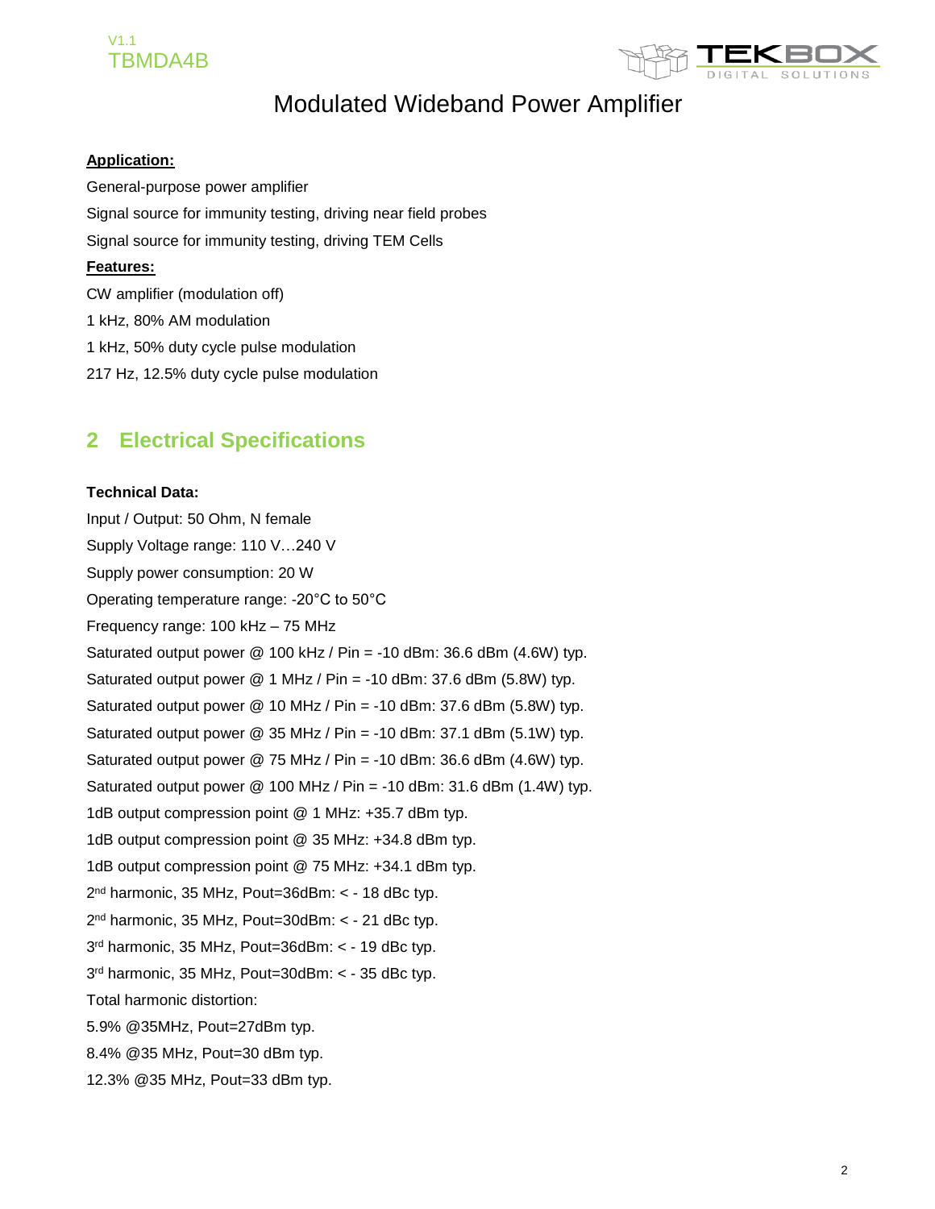# Modulated Wideband Power Amplifier

**Application:**

General-purpose power amplifier

Signal source for immunity testing, driving near field probes

Signal source for immunity testing, driving TEM Cells

**Features:**

CW amplifier (modulation off)

1 kHz, 80% AM modulation

1 kHz, 50% duty cycle pulse modulation

217 Hz, 12.5% duty cycle pulse modulation

## 2 Electrical Specifications

**Technical Data:**

Input / Output: 50 Ohm, N female

Supply Voltage range: 110 V…240 V

Supply power consumption: 20 W

Operating temperature range: -20°C to 50°C

Frequency range: 100 kHz – 75 MHz

Saturated output power @ 100 kHz / Pin = -10 dBm: 36.6 dBm (4.6W) typ.

Saturated output power @ 1 MHz / Pin = -10 dBm: 37.6 dBm (5.8W) typ.

Saturated output power @ 10 MHz / Pin = -10 dBm: 37.6 dBm (5.8W) typ.

Saturated output power @ 35 MHz / Pin = -10 dBm: 37.1 dBm (5.1W) typ.

Saturated output power @ 75 MHz / Pin = -10 dBm: 36.6 dBm (4.6W) typ.

Saturated output power @ 100 MHz / Pin = -10 dBm: 31.6 dBm (1.4W) typ.

1dB output compression point @ 1 MHz: +35.7 dBm typ.

1dB output compression point @ 35 MHz: +34.8 dBm typ.

1dB output compression point @ 75 MHz: +34.1 dBm typ.

2nd harmonic, 35 MHz, Pout=36dBm: < - 18 dBc typ.

2nd harmonic, 35 MHz, Pout=30dBm: < - 21 dBc typ.

3rd harmonic, 35 MHz, Pout=36dBm: < - 19 dBc typ.

3rd harmonic, 35 MHz, Pout=30dBm: < - 35 dBc typ.

Total harmonic distortion:

5.9% @35MHz, Pout=27dBm typ.

8.4% @35 MHz, Pout=30 dBm typ.

12.3% @35 MHz, Pout=33 dBm typ.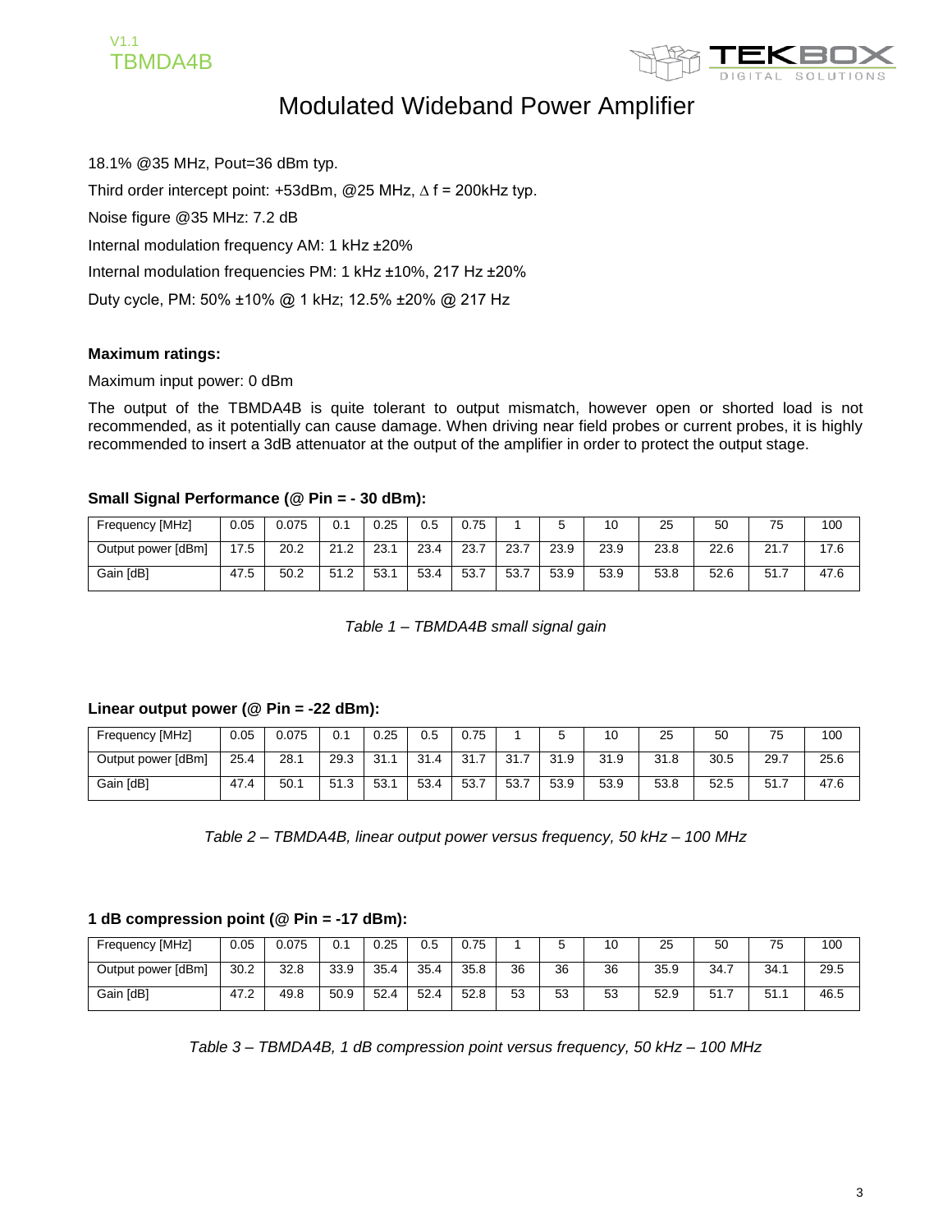18.1% @35 MHz, Pout=36 dBm typ.

Third order intercept point: +53dBm, @25 MHz, $\Delta$ f = 200kHz typ.

Noise figure @35 MHz: 7.2 dB

Internal modulation frequency AM: 1 kHz ±20%

Internal modulation frequencies PM: 1 kHz ±10%, 217 Hz ±20%

Duty cycle, PM: 50% ±10% @ 1 kHz; 12.5% ±20% @ 217 Hz

**Maximum ratings:**

Maximum input power: 0 dBm

The output of the TBMDA4B is quite tolerant to output mismatch, however open or shorted load is not recommended, as it potentially can cause damage. When driving near field probes or current probes, it is highly recommended to insert a 3dB attenuator at the output of the amplifier in order to protect the output stage.

**Small Signal Performance (@ Pin = - 30 dBm):**

| Frequency [MHz] | 0.05 | 0.075 | 0.1 | 0.25 | 0.5 | 0.75 | 1 | 5 | 10 | 25 | 50 | 75 | 100 |
|---|---|---|---|---|---|---|---|---|---|---|---|---|---|
| Output power [dBm] | 17.5 | 20.2 | 21.2 | 23.1 | 23.4 | 23.7 | 23.7 | 23.9 | 23.9 | 23.8 | 22.6 | 21.7 | 17.6 |
| Gain [dB] | 47.5 | 50.2 | 51.2 | 53.1 | 53.4 | 53.7 | 53.7 | 53.9 | 53.9 | 53.8 | 52.6 | 51.7 | 47.6 |

*Table 1 – TBMDA4B small signal gain*

**Linear output power (@ Pin = -22 dBm):**

| Frequency [MHz] | 0.05 | 0.075 | 0.1 | 0.25 | 0.5 | 0.75 | 1 | 5 | 10 | 25 | 50 | 75 | 100 |
|---|---|---|---|---|---|---|---|---|---|---|---|---|---|
| Output power [dBm] | 25.4 | 28.1 | 29.3 | 31.1 | 31.4 | 31.7 | 31.7 | 31.9 | 31.9 | 31.8 | 30.5 | 29.7 | 25.6 |
| Gain [dB] | 47.4 | 50.1 | 51.3 | 53.1 | 53.4 | 53.7 | 53.7 | 53.9 | 53.9 | 53.8 | 52.5 | 51.7 | 47.6 |

*Table 2 – TBMDA4B, linear output power versus frequency, 50 kHz – 100 MHz*

**1 dB compression point (@ Pin = -17 dBm):**

| Frequency [MHz] | 0.05 | 0.075 | 0.1 | 0.25 | 0.5 | 0.75 | 1 | 5 | 10 | 25 | 50 | 75 | 100 |
|---|---|---|---|---|---|---|---|---|---|---|---|---|---|
| Output power [dBm] | 30.2 | 32.8 | 33.9 | 35.4 | 35.4 | 35.8 | 36 | 36 | 36 | 35.9 | 34.7 | 34.1 | 29.5 |
| Gain [dB] | 47.2 | 49.8 | 50.9 | 52.4 | 52.4 | 52.8 | 53 | 53 | 53 | 52.9 | 51.7 | 51.1 | 46.5 |

*Table 3 – TBMDA4B, 1 dB compression point versus frequency, 50 kHz – 100 MHz*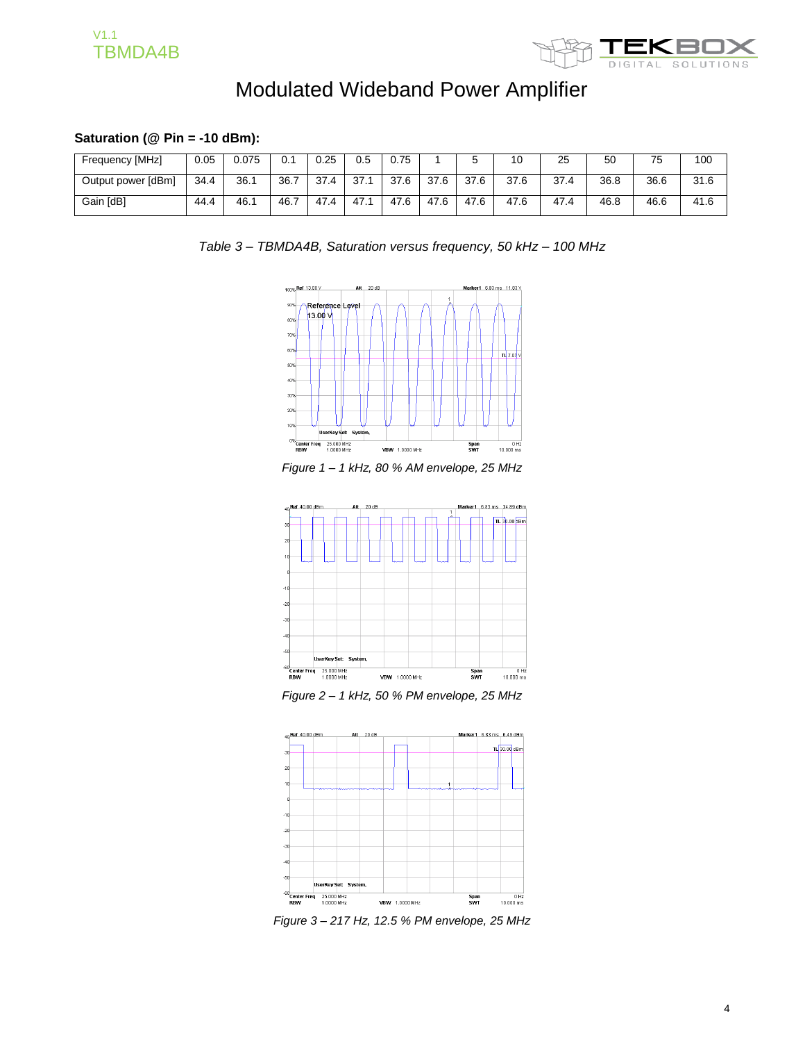# Modulated Wideband Power Amplifier

**Saturation (@ Pin = -10 dBm):**

| Frequency [MHz] | 0.05 | 0.075 | 0.1 | 0.25 | 0.5 | 0.75 | 1 | 5 | 10 | 25 | 50 | 75 | 100 |
|---|---|---|---|---|---|---|---|---|---|---|---|---|---|
| Output power [dBm] | 34.4 | 36.1 | 36.7 | 37.4 | 37.1 | 37.6 | 37.6 | 37.6 | 37.6 | 37.4 | 36.8 | 36.6 | 31.6 |
| Gain [dB] | 44.4 | 46.1 | 46.7 | 47.4 | 47.1 | 47.6 | 47.6 | 47.6 | 47.6 | 47.4 | 46.8 | 46.6 | 41.6 |

*Table 3 – TBMDA4B, Saturation versus frequency, 50 kHz – 100 MHz*

*Figure 1 – 1 kHz, 80 % AM envelope, 25 MHz*

*Figure 2 – 1 kHz, 50 % PM envelope, 25 MHz*

*Figure 3 – 217 Hz, 12.5 % PM envelope, 25 MHz*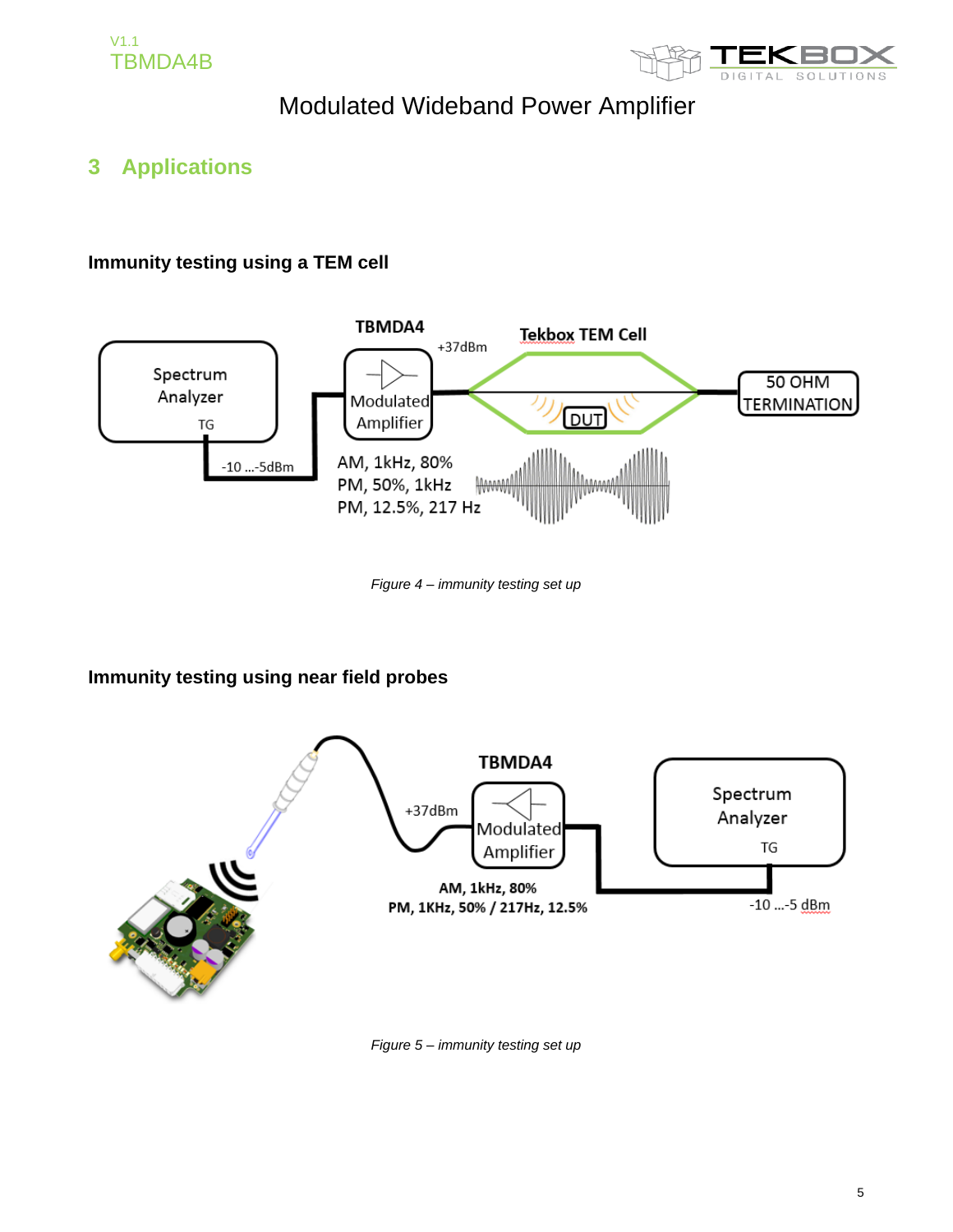# 3 Applications

### Immunity testing using a TEM cell

*Figure 4 – immunity testing set up*

### Immunity testing using near field probes

*Figure 5 – immunity testing set up*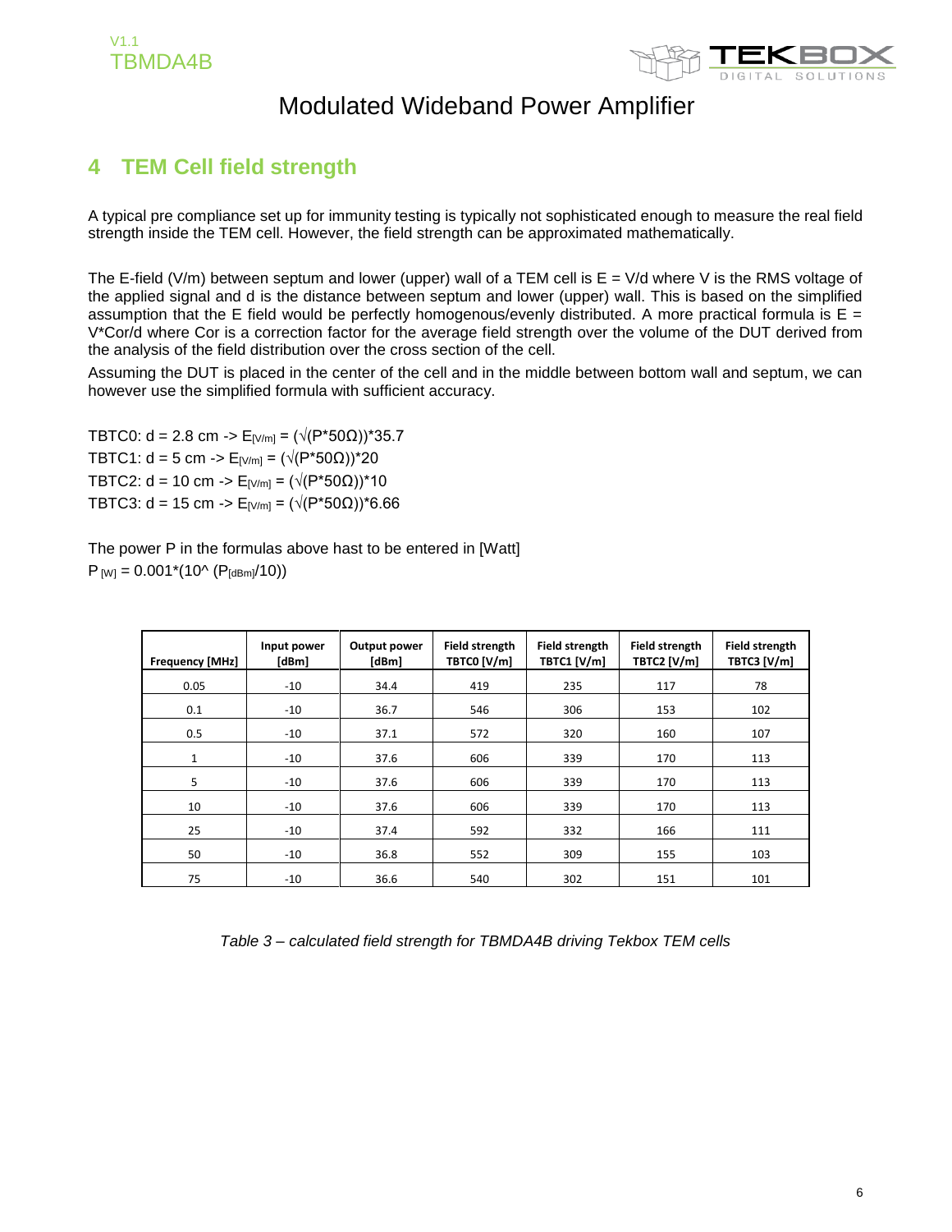## 4 TEM Cell field strength

A typical pre compliance set up for immunity testing is typically not sophisticated enough to measure the real field strength inside the TEM cell. However, the field strength can be approximated mathematically.

The E-field (V/m) between septum and lower (upper) wall of a TEM cell is E = V/d where V is the RMS voltage of the applied signal and d is the distance between septum and lower (upper) wall. This is based on the simplified assumption that the E field would be perfectly homogenous/evenly distributed. A more practical formula is E = V*Cor/d where Cor is a correction factor for the average field strength over the volume of the DUT derived from the analysis of the field distribution over the cross section of the cell.

Assuming the DUT is placed in the center of the cell and in the middle between bottom wall and septum, we can however use the simplified formula with sufficient accuracy.

TBTC0: d = 2.8 cm -> $E_{[V/m]} = (\sqrt{(P*50\Omega)})*35.7$
TBTC1: d = 5 cm -> $E_{[V/m]} = (\sqrt{(P*50\Omega)})*20$
TBTC2: d = 10 cm -> $E_{[V/m]} = (\sqrt{(P*50\Omega)})*10$
TBTC3: d = 15 cm -> $E_{[V/m]} = (\sqrt{(P*50\Omega)})*6.66$

The power P in the formulas above hast to be entered in [Watt]
$P_{[W]} = 0.001*(10^{\wedge} (P_{[dBm]}/10))$

| Frequency [MHz] | Input power [dBm] | Output power [dBm] | Field strength TBTC0 [V/m] | Field strength TBTC1 [V/m] | Field strength TBTC2 [V/m] | Field strength TBTC3 [V/m] |
|---|---|---|---|---|---|---|
| 0.05 | -10 | 34.4 | 419 | 235 | 117 | 78 |
| 0.1 | -10 | 36.7 | 546 | 306 | 153 | 102 |
| 0.5 | -10 | 37.1 | 572 | 320 | 160 | 107 |
| 1 | -10 | 37.6 | 606 | 339 | 170 | 113 |
| 5 | -10 | 37.6 | 606 | 339 | 170 | 113 |
| 10 | -10 | 37.6 | 606 | 339 | 170 | 113 |
| 25 | -10 | 37.4 | 592 | 332 | 166 | 111 |
| 50 | -10 | 36.8 | 552 | 309 | 155 | 103 |
| 75 | -10 | 36.6 | 540 | 302 | 151 | 101 |

*Table 3 – calculated field strength for TBMDA4B driving Tekbox TEM cells*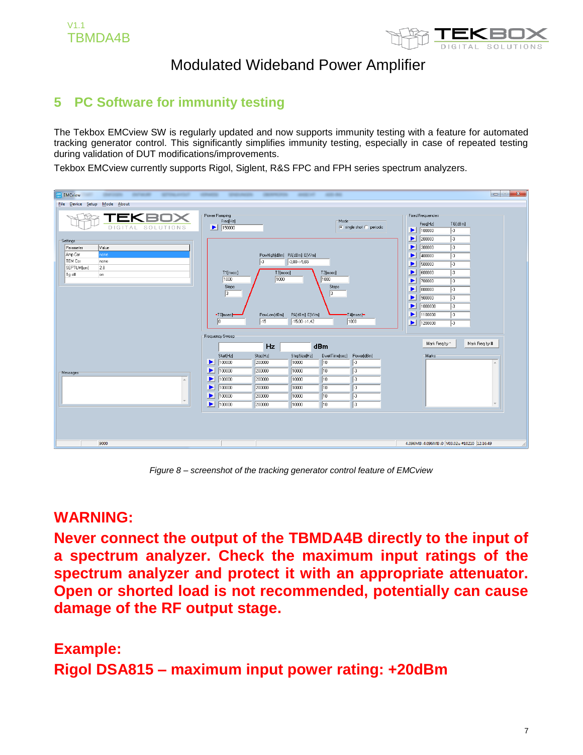## 5 PC Software for immunity testing

The Tekbox EMCview SW is regularly updated and now supports immunity testing with a feature for automated tracking generator control. This significantly simplifies immunity testing, especially in case of repeated testing during validation of DUT modifications/improvements.

Tekbox EMCview currently supports Rigol, Siglent, R&S FPC and FPH series spectrum analyzers.

*Figure 8 – screenshot of the tracking generator control feature of EMCview*

**WARNING:**

**Never connect the output of the TBMDA4B directly to the input of a spectrum analyzer. Check the maximum input ratings of the spectrum analyzer and protect it with an appropriate attenuator. Open or shorted load is not recommended, potentially can cause damage of the RF output stage.**

**Example:**

**Rigol DSA815 – maximum input power rating: +20dBm**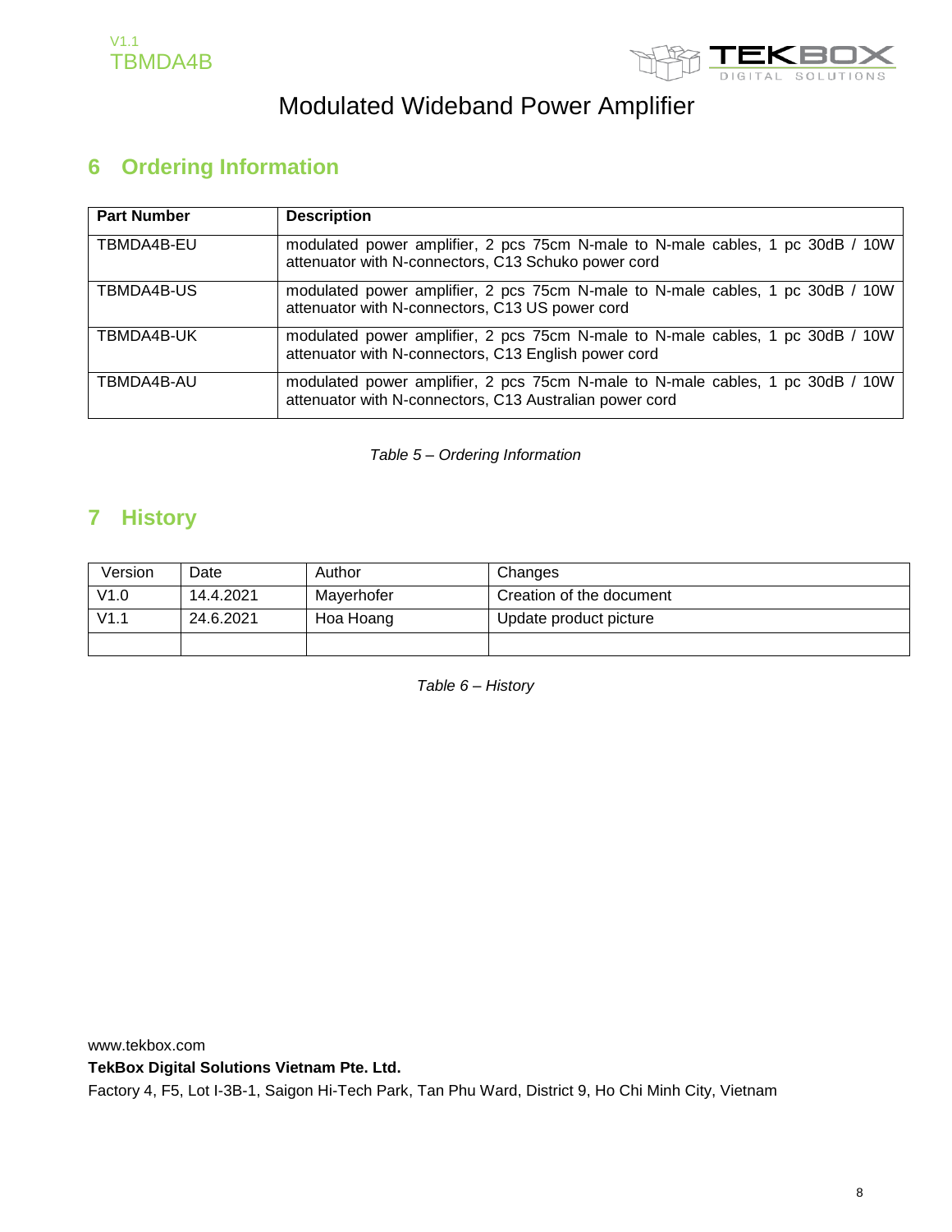## 6 Ordering Information

| Part Number | Description |
|---|---|
| TBMDA4B-EU | modulated power amplifier, 2 pcs 75cm N-male to N-male cables, 1 pc 30dB / 10W attenuator with N-connectors, C13 Schuko power cord |
| TBMDA4B-US | modulated power amplifier, 2 pcs 75cm N-male to N-male cables, 1 pc 30dB / 10W attenuator with N-connectors, C13 US power cord |
| TBMDA4B-UK | modulated power amplifier, 2 pcs 75cm N-male to N-male cables, 1 pc 30dB / 10W attenuator with N-connectors, C13 English power cord |
| TBMDA4B-AU | modulated power amplifier, 2 pcs 75cm N-male to N-male cables, 1 pc 30dB / 10W attenuator with N-connectors, C13 Australian power cord |

*Table 5 – Ordering Information*

## 7 History

| Version | Date | Author | Changes |
|---|---|---|---|
| V1.0 | 14.4.2021 | Mayerhofer | Creation of the document |
| V1.1 | 24.6.2021 | Hoa Hoang | Update product picture |
| | | | |

*Table 6 – History*

www.tekbox.com

**TekBox Digital Solutions Vietnam Pte. Ltd.**

Factory 4, F5, Lot I-3B-1, Saigon Hi-Tech Park, Tan Phu Ward, District 9, Ho Chi Minh City, Vietnam